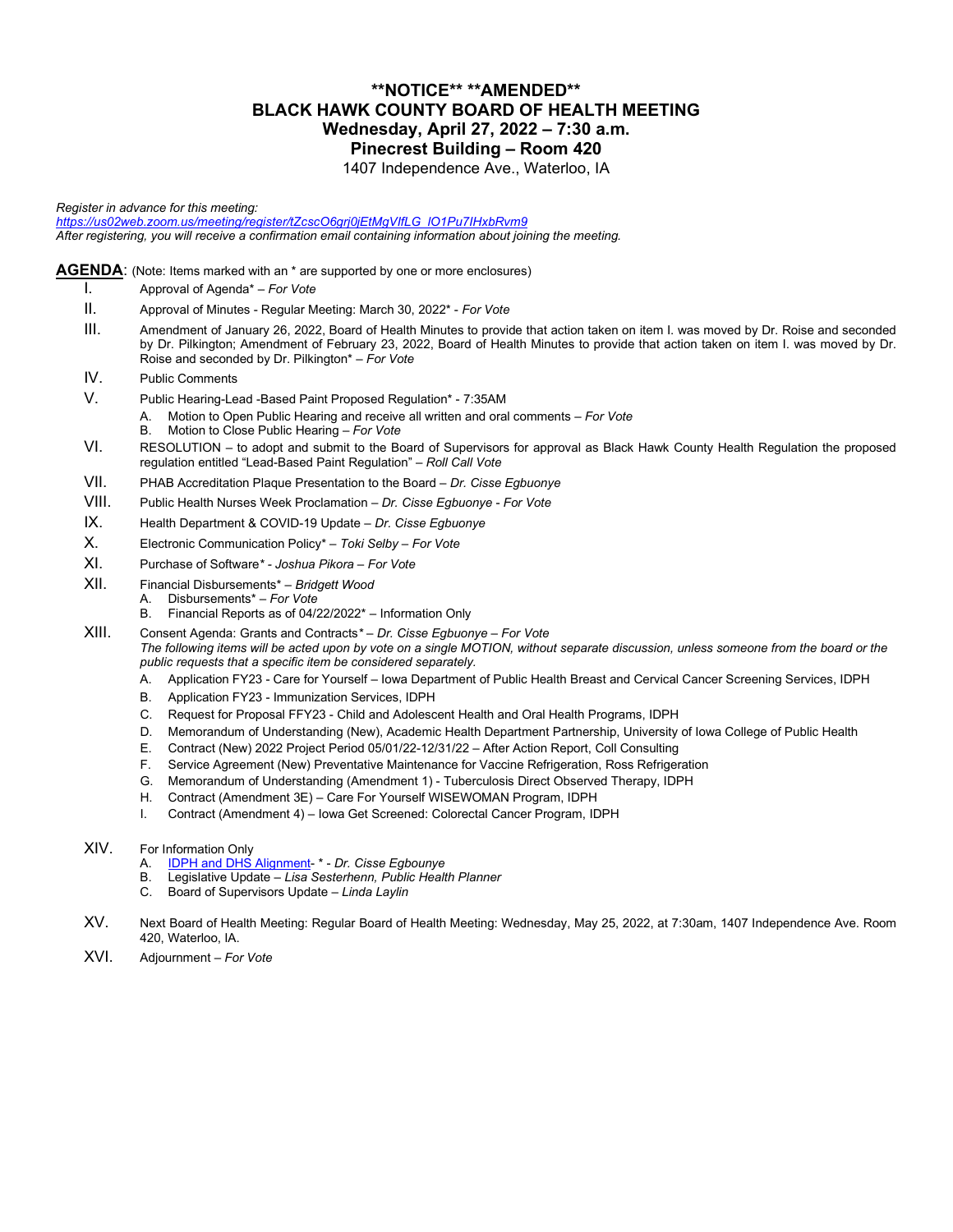# **NOTICE** **AMENDED**
# BLACK HAWK COUNTY BOARD OF HEALTH MEETING
## Wednesday, April 27, 2022 – 7:30 a.m.
## Pinecrest Building – Room 420

1407 Independence Ave., Waterloo, IA

*Register in advance for this meeting:*
*https://us02web.zoom.us/meeting/register/tZcscO6grj0jEtMgVIfLG_lO1Pu7IHxbRvm9*
*After registering, you will receive a confirmation email containing information about joining the meeting.*

**AGENDA**: (Note: Items marked with an * are supported by one or more enclosures)

I. Approval of Agenda* – *For Vote*

II. Approval of Minutes - Regular Meeting: March 30, 2022* - *For Vote*

III. Amendment of January 26, 2022, Board of Health Minutes to provide that action taken on item I. was moved by Dr. Roise and seconded by Dr. Pilkington; Amendment of February 23, 2022, Board of Health Minutes to provide that action taken on item I. was moved by Dr. Roise and seconded by Dr. Pilkington* – *For Vote*

IV. Public Comments

V. Public Hearing-Lead -Based Paint Proposed Regulation* - 7:35AM
   - A. Motion to Open Public Hearing and receive all written and oral comments – *For Vote*
   - B. Motion to Close Public Hearing – *For Vote*

VI. RESOLUTION – to adopt and submit to the Board of Supervisors for approval as Black Hawk County Health Regulation the proposed regulation entitled "Lead-Based Paint Regulation" – *Roll Call Vote*

VII. PHAB Accreditation Plaque Presentation to the Board – *Dr. Cisse Egbuonye*

VIII. Public Health Nurses Week Proclamation – *Dr. Cisse Egbuonye* - *For Vote*

IX. Health Department & COVID-19 Update – *Dr. Cisse Egbuonye*

X. Electronic Communication Policy* – *Toki Selby* – *For Vote*

XI. Purchase of Software* - *Joshua Pikora* – *For Vote*

XII. Financial Disbursements* – *Bridgett Wood*
   - A. Disbursements* – *For Vote*
   - B. Financial Reports as of 04/22/2022* – Information Only

XIII. Consent Agenda: Grants and Contracts* – *Dr. Cisse Egbuonye* – *For Vote*
*The following items will be acted upon by vote on a single MOTION, without separate discussion, unless someone from the board or the public requests that a specific item be considered separately.*
   - A. Application FY23 - Care for Yourself – Iowa Department of Public Health Breast and Cervical Cancer Screening Services, IDPH
   - B. Application FY23 - Immunization Services, IDPH
   - C. Request for Proposal FFY23 - Child and Adolescent Health and Oral Health Programs, IDPH
   - D. Memorandum of Understanding (New), Academic Health Department Partnership, University of Iowa College of Public Health
   - E. Contract (New) 2022 Project Period 05/01/22-12/31/22 – After Action Report, Coll Consulting
   - F. Service Agreement (New) Preventative Maintenance for Vaccine Refrigeration, Ross Refrigeration
   - G. Memorandum of Understanding (Amendment 1) - Tuberculosis Direct Observed Therapy, IDPH
   - H. Contract (Amendment 3E) – Care For Yourself WISEWOMAN Program, IDPH
   - I. Contract (Amendment 4) – Iowa Get Screened: Colorectal Cancer Program, IDPH

XIV. For Information Only
   - A. IDPH and DHS Alignment- * - *Dr. Cisse Egbounye*
   - B. Legislative Update – *Lisa Sesterhenn, Public Health Planner*
   - C. Board of Supervisors Update – *Linda Laylin*

XV. Next Board of Health Meeting: Regular Board of Health Meeting: Wednesday, May 25, 2022, at 7:30am, 1407 Independence Ave. Room 420, Waterloo, IA.

XVI. Adjournment – *For Vote*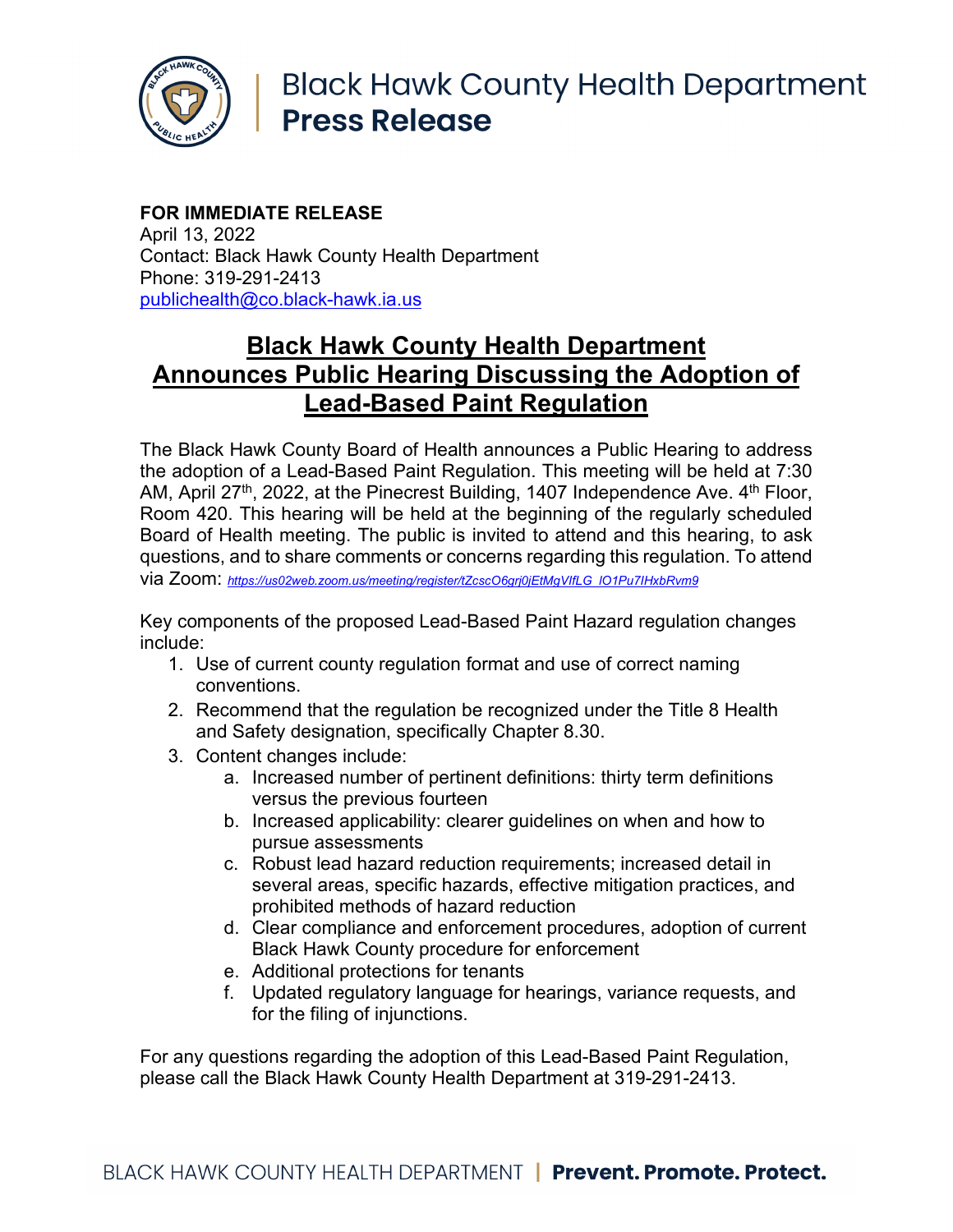# Black Hawk County Health Department
## Press Release

**FOR IMMEDIATE RELEASE**
April 13, 2022
Contact: Black Hawk County Health Department
Phone: 319-291-2413
publichealth@co.black-hawk.ia.us

## Black Hawk County Health Department Announces Public Hearing Discussing the Adoption of Lead-Based Paint Regulation

The Black Hawk County Board of Health announces a Public Hearing to address the adoption of a Lead-Based Paint Regulation. This meeting will be held at 7:30 AM, April 27th, 2022, at the Pinecrest Building, 1407 Independence Ave. 4th Floor, Room 420. This hearing will be held at the beginning of the regularly scheduled Board of Health meeting. The public is invited to attend and this hearing, to ask questions, and to share comments or concerns regarding this regulation. To attend via Zoom: *https://us02web.zoom.us/meeting/register/tZcscO6grj0jEtMgVIfLG_lO1Pu7IHxbRvm9*

Key components of the proposed Lead-Based Paint Hazard regulation changes include:

1. Use of current county regulation format and use of correct naming conventions.
2. Recommend that the regulation be recognized under the Title 8 Health and Safety designation, specifically Chapter 8.30.
3. Content changes include:
   a. Increased number of pertinent definitions: thirty term definitions versus the previous fourteen
   b. Increased applicability: clearer guidelines on when and how to pursue assessments
   c. Robust lead hazard reduction requirements; increased detail in several areas, specific hazards, effective mitigation practices, and prohibited methods of hazard reduction
   d. Clear compliance and enforcement procedures, adoption of current Black Hawk County procedure for enforcement
   e. Additional protections for tenants
   f. Updated regulatory language for hearings, variance requests, and for the filing of injunctions.

For any questions regarding the adoption of this Lead-Based Paint Regulation, please call the Black Hawk County Health Department at 319-291-2413.